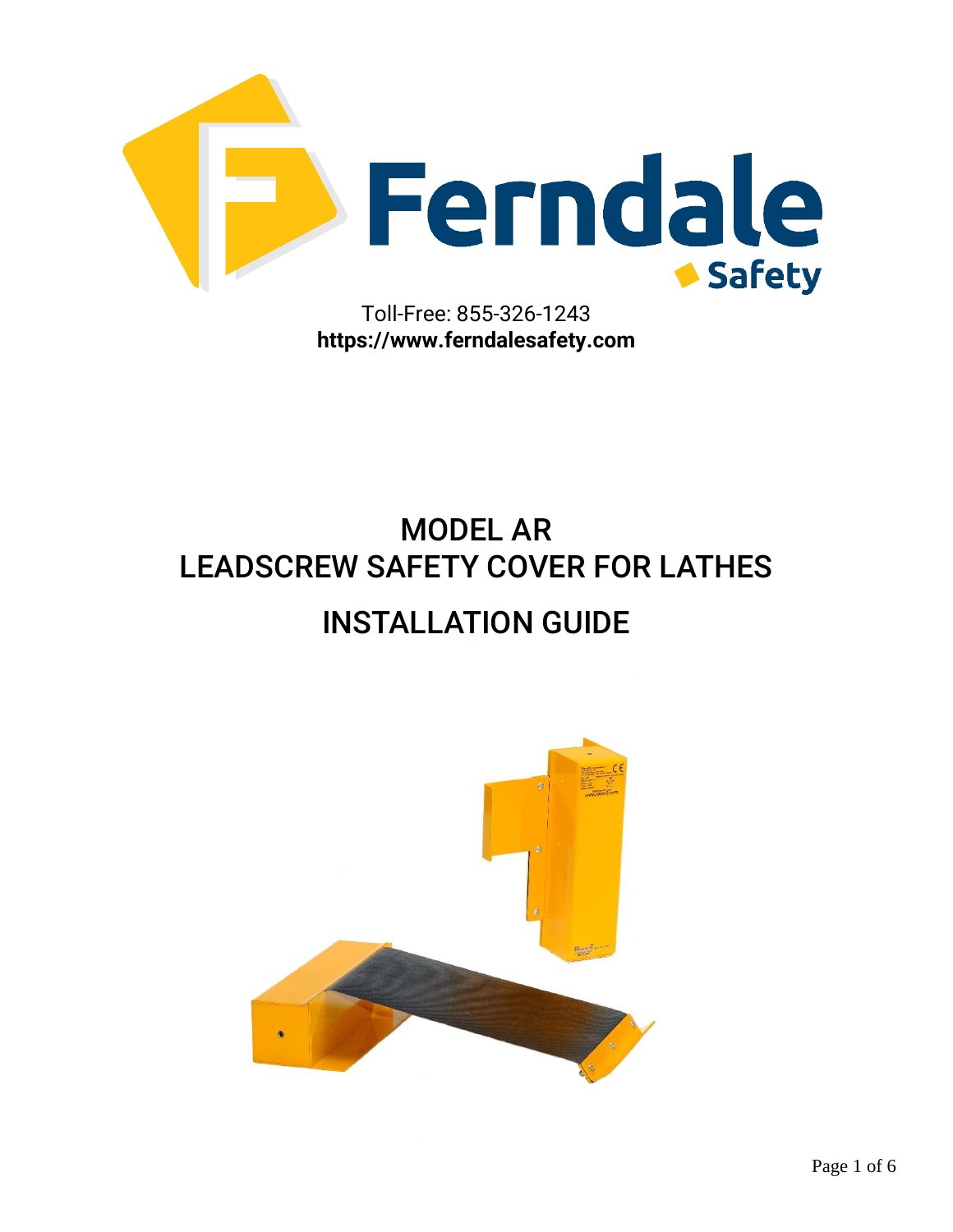Toll-Free: 855-326-1243
**https://www.ferndalesafety.com**

# MODEL AR
# LEADSCREW SAFETY COVER FOR LATHES

# INSTALLATION GUIDE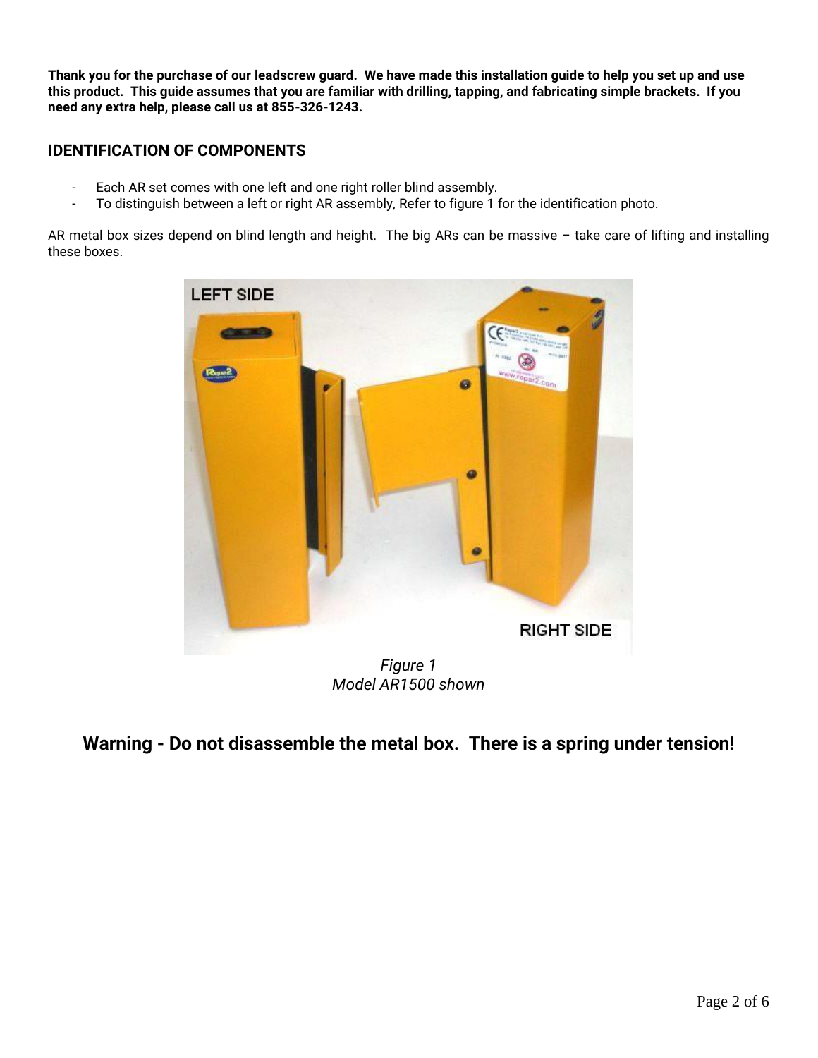**Thank you for the purchase of our leadscrew guard. We have made this installation guide to help you set up and use this product. This guide assumes that you are familiar with drilling, tapping, and fabricating simple brackets. If you need any extra help, please call us at 855-326-1243.**

## IDENTIFICATION OF COMPONENTS

- Each AR set comes with one left and one right roller blind assembly.
- To distinguish between a left or right AR assembly, Refer to figure 1 for the identification photo.

AR metal box sizes depend on blind length and height. The big ARs can be massive – take care of lifting and installing these boxes.

*Figure 1*
*Model AR1500 shown*

## Warning - Do not disassemble the metal box. There is a spring under tension!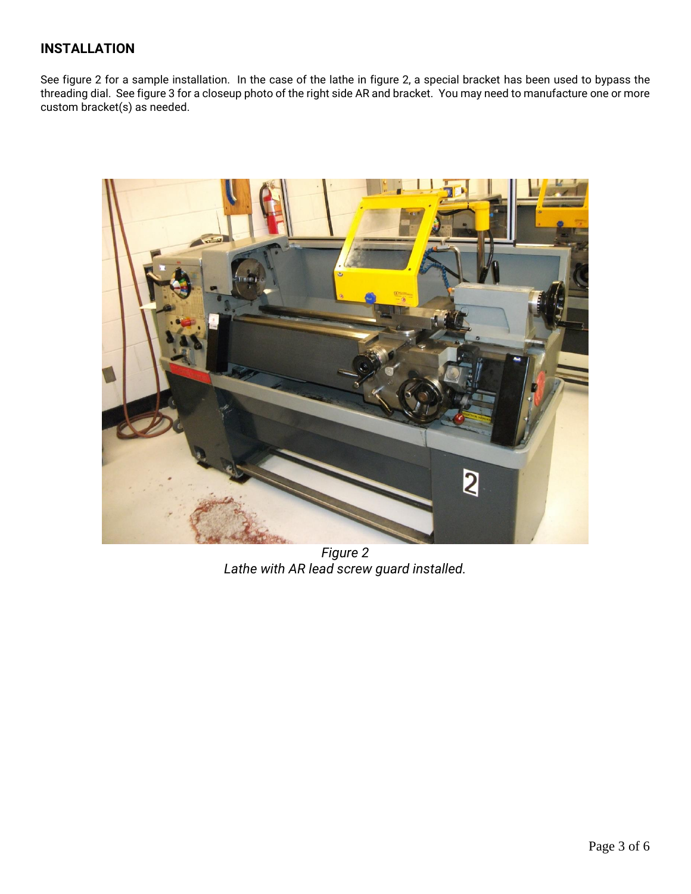## INSTALLATION

See figure 2 for a sample installation. In the case of the lathe in figure 2, a special bracket has been used to bypass the threading dial. See figure 3 for a closeup photo of the right side AR and bracket. You may need to manufacture one or more custom bracket(s) as needed.

*Figure 2*
*Lathe with AR lead screw guard installed.*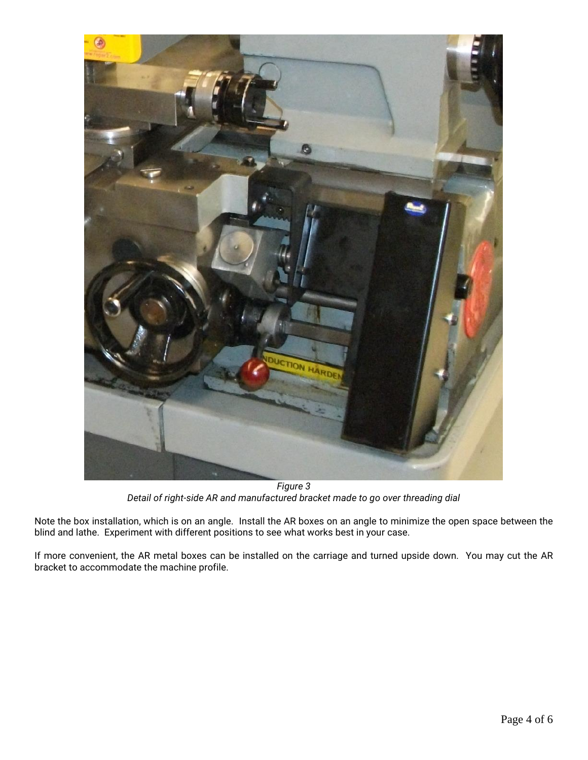*Figure 3*
*Detail of right-side AR and manufactured bracket made to go over threading dial*

Note the box installation, which is on an angle. Install the AR boxes on an angle to minimize the open space between the blind and lathe. Experiment with different positions to see what works best in your case.

If more convenient, the AR metal boxes can be installed on the carriage and turned upside down. You may cut the AR bracket to accommodate the machine profile.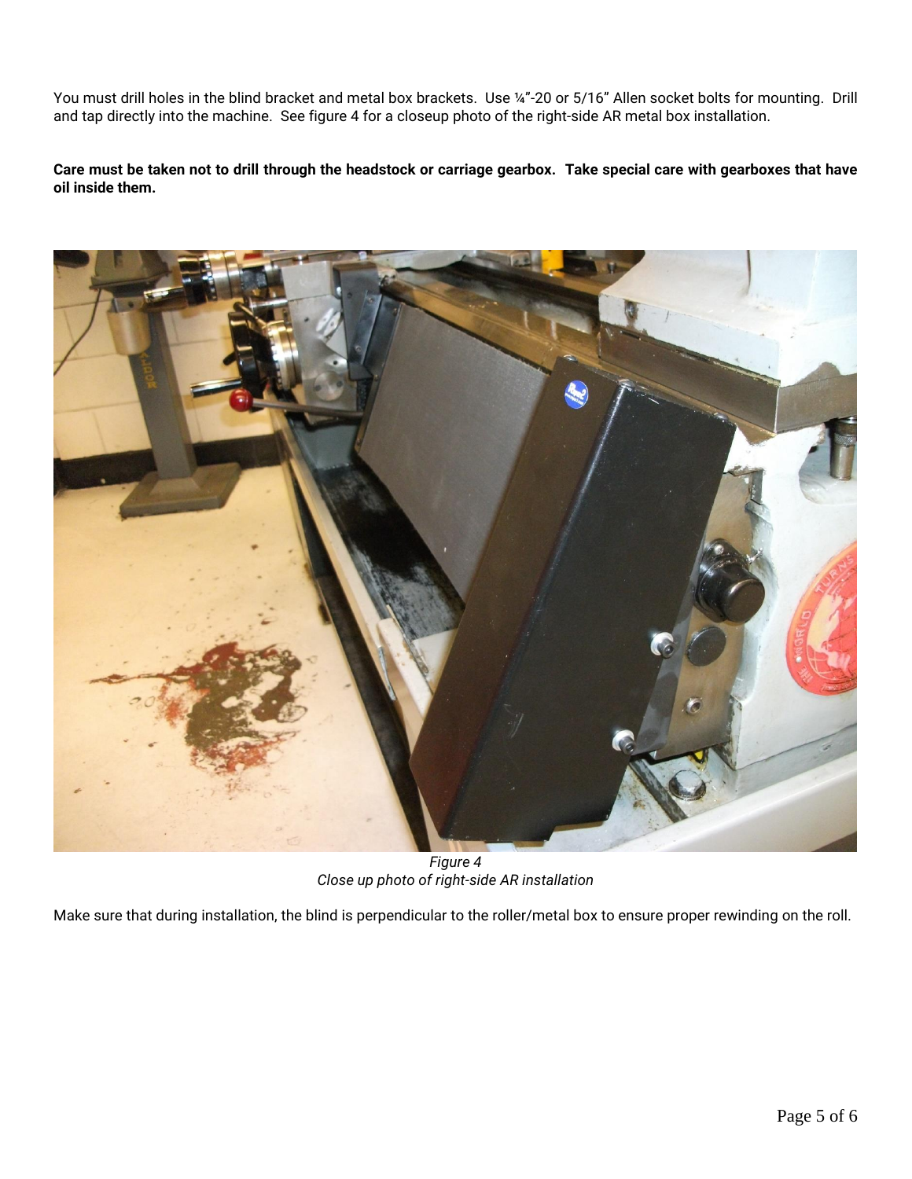You must drill holes in the blind bracket and metal box brackets. Use ¼"-20 or 5/16" Allen socket bolts for mounting. Drill and tap directly into the machine. See figure 4 for a closeup photo of the right-side AR metal box installation.

**Care must be taken not to drill through the headstock or carriage gearbox. Take special care with gearboxes that have oil inside them.**

*Figure 4*
*Close up photo of right-side AR installation*

Make sure that during installation, the blind is perpendicular to the roller/metal box to ensure proper rewinding on the roll.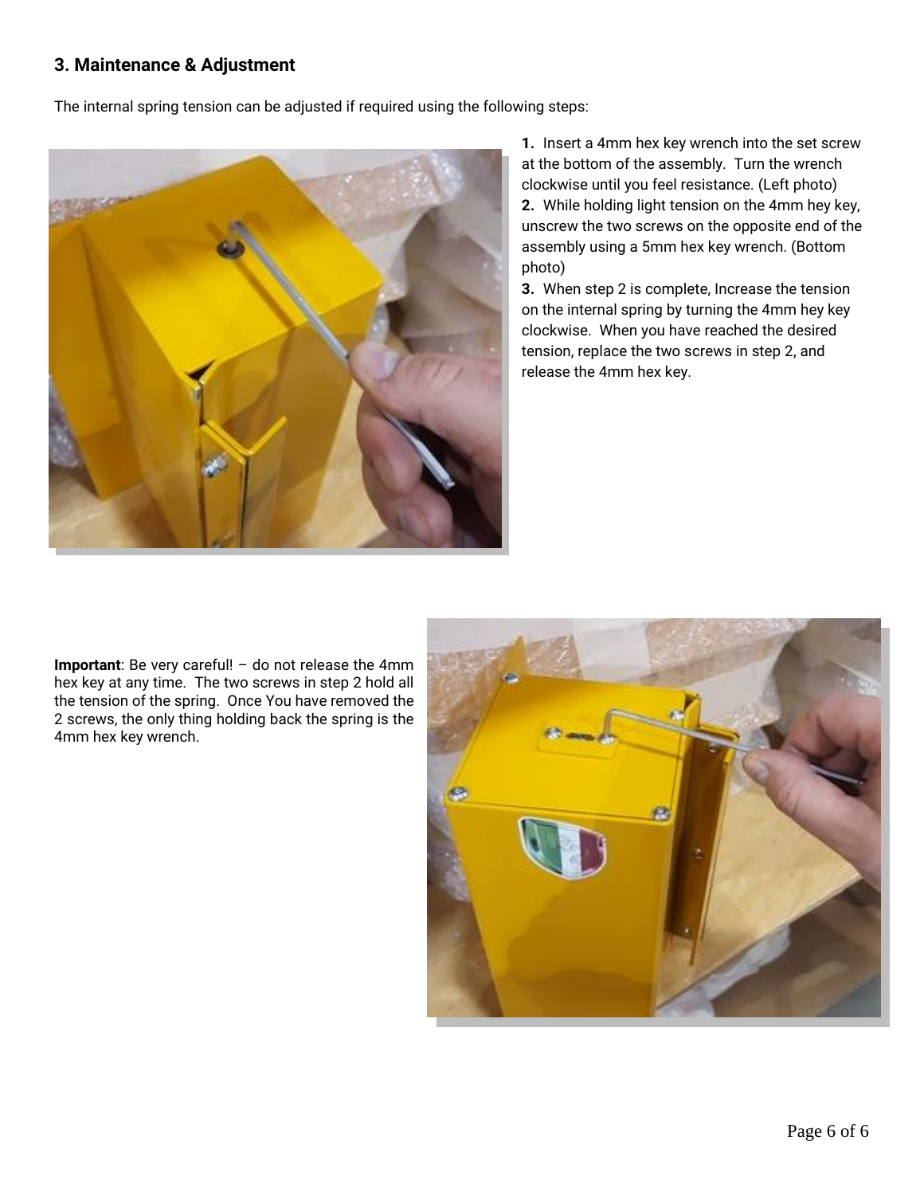### 3. Maintenance & Adjustment

The internal spring tension can be adjusted if required using the following steps:

**1.** Insert a 4mm hex key wrench into the set screw at the bottom of the assembly. Turn the wrench clockwise until you feel resistance. (Left photo)
**2.** While holding light tension on the 4mm hey key, unscrew the two screws on the opposite end of the assembly using a 5mm hex key wrench. (Bottom photo)
**3.** When step 2 is complete, Increase the tension on the internal spring by turning the 4mm hey key clockwise. When you have reached the desired tension, replace the two screws in step 2, and release the 4mm hex key.

**Important**: Be very careful! – do not release the 4mm hex key at any time. The two screws in step 2 hold all the tension of the spring. Once You have removed the 2 screws, the only thing holding back the spring is the 4mm hex key wrench.